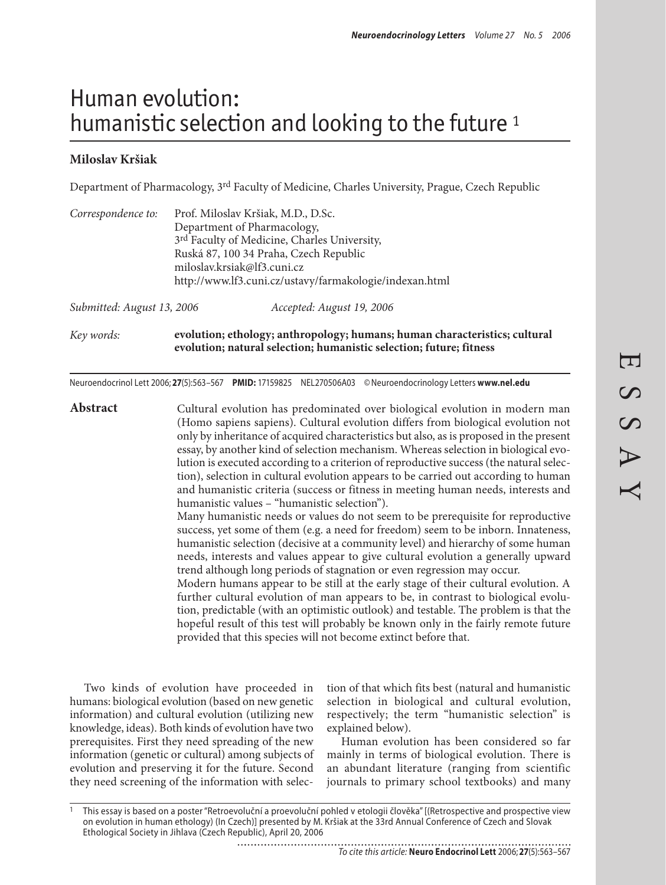# Human evolution: humanistic selection and looking to the future [1]

**Miloslav Kršiak**

Department of Pharmacology, 3rd Faculty of Medicine, Charles University, Prague, Czech Republic

*Correspondence to:* Prof. Miloslav Kršiak, M.D., D.Sc.
Department of Pharmacology,
3rd Faculty of Medicine, Charles University,
Ruská 87, 100 34 Praha, Czech Republic
miloslav.krsiak@lf3.cuni.cz
http://www.lf3.cuni.cz/ustavy/farmakologie/indexan.html

*Submitted: August 13, 2006* *Accepted: August 19, 2006*

*Key words:* **evolution; ethology; anthropology; humans; human characteristics; cultural evolution; natural selection; humanistic selection; future; fitness**

Neuroendocrinol Lett 2006; **27**(5):563–567 **PMID:** 17159825 NEL270506A03 © Neuroendocrinology Letters **www.nel.edu**

## Abstract

Cultural evolution has predominated over biological evolution in modern man (Homo sapiens sapiens). Cultural evolution differs from biological evolution not only by inheritance of acquired characteristics but also, as is proposed in the present essay, by another kind of selection mechanism. Whereas selection in biological evolution is executed according to a criterion of reproductive success (the natural selection), selection in cultural evolution appears to be carried out according to human and humanistic criteria (success or fitness in meeting human needs, interests and humanistic values – "humanistic selection").

Many humanistic needs or values do not seem to be prerequisite for reproductive success, yet some of them (e.g. a need for freedom) seem to be inborn. Innateness, humanistic selection (decisive at a community level) and hierarchy of some human needs, interests and values appear to give cultural evolution a generally upward trend although long periods of stagnation or even regression may occur.

Modern humans appear to be still at the early stage of their cultural evolution. A further cultural evolution of man appears to be, in contrast to biological evolution, predictable (with an optimistic outlook) and testable. The problem is that the hopeful result of this test will probably be known only in the fairly remote future provided that this species will not become extinct before that.

Two kinds of evolution have proceeded in humans: biological evolution (based on new genetic information) and cultural evolution (utilizing new knowledge, ideas). Both kinds of evolution have two prerequisites. First they need spreading of the new information (genetic or cultural) among subjects of evolution and preserving it for the future. Second they need screening of the information with selection of that which fits best (natural and humanistic selection in biological and cultural evolution, respectively; the term "humanistic selection" is explained below).

Human evolution has been considered so far mainly in terms of biological evolution. There is an abundant literature (ranging from scientific journals to primary school textbooks) and many

---

[1] This essay is based on a poster "Retroevoluční a proevoluční pohled v etologii člověka" [(Retrospective and prospective view on evolution in human ethology) (In Czech)] presented by M. Kršiak at the 33rd Annual Conference of Czech and Slovak Ethological Society in Jihlava (Czech Republic), April 20, 2006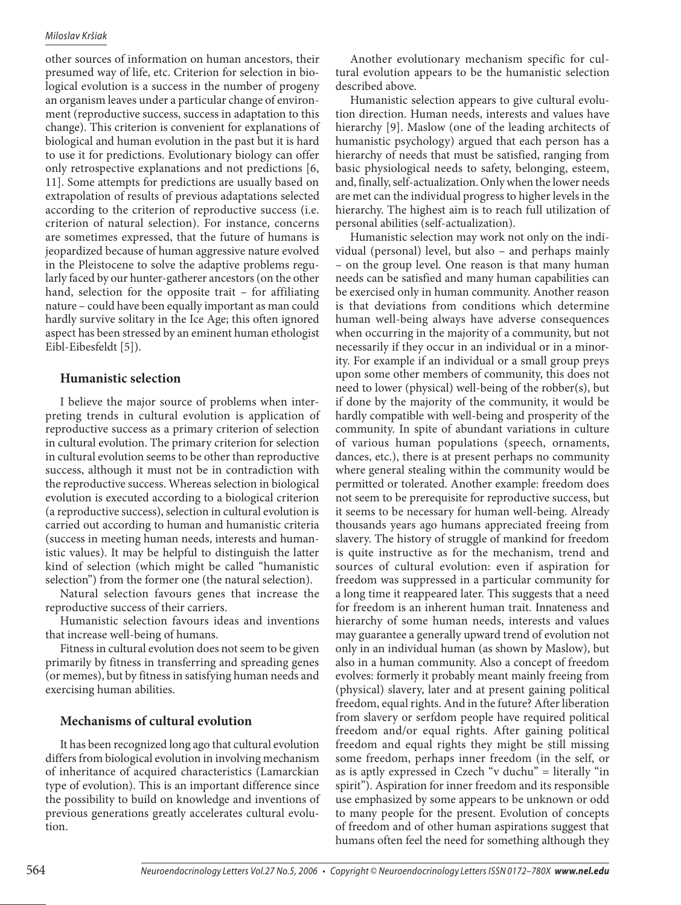other sources of information on human ancestors, their presumed way of life, etc. Criterion for selection in biological evolution is a success in the number of progeny an organism leaves under a particular change of environment (reproductive success, success in adaptation to this change). This criterion is convenient for explanations of biological and human evolution in the past but it is hard to use it for predictions. Evolutionary biology can offer only retrospective explanations and not predictions [6, 11]. Some attempts for predictions are usually based on extrapolation of results of previous adaptations selected according to the criterion of reproductive success (i.e. criterion of natural selection). For instance, concerns are sometimes expressed, that the future of humans is jeopardized because of human aggressive nature evolved in the Pleistocene to solve the adaptive problems regularly faced by our hunter-gatherer ancestors (on the other hand, selection for the opposite trait – for affiliating nature – could have been equally important as man could hardly survive solitary in the Ice Age; this often ignored aspect has been stressed by an eminent human ethologist Eibl-Eibesfeldt [5]).

## Humanistic selection

I believe the major source of problems when interpreting trends in cultural evolution is application of reproductive success as a primary criterion of selection in cultural evolution. The primary criterion for selection in cultural evolution seems to be other than reproductive success, although it must not be in contradiction with the reproductive success. Whereas selection in biological evolution is executed according to a biological criterion (a reproductive success), selection in cultural evolution is carried out according to human and humanistic criteria (success in meeting human needs, interests and humanistic values). It may be helpful to distinguish the latter kind of selection (which might be called "humanistic selection") from the former one (the natural selection).

Natural selection favours genes that increase the reproductive success of their carriers.

Humanistic selection favours ideas and inventions that increase well-being of humans.

Fitness in cultural evolution does not seem to be given primarily by fitness in transferring and spreading genes (or memes), but by fitness in satisfying human needs and exercising human abilities.

## Mechanisms of cultural evolution

It has been recognized long ago that cultural evolution differs from biological evolution in involving mechanism of inheritance of acquired characteristics (Lamarckian type of evolution). This is an important difference since the possibility to build on knowledge and inventions of previous generations greatly accelerates cultural evolution.

Another evolutionary mechanism specific for cultural evolution appears to be the humanistic selection described above.

Humanistic selection appears to give cultural evolution direction. Human needs, interests and values have hierarchy [9]. Maslow (one of the leading architects of humanistic psychology) argued that each person has a hierarchy of needs that must be satisfied, ranging from basic physiological needs to safety, belonging, esteem, and, finally, self-actualization. Only when the lower needs are met can the individual progress to higher levels in the hierarchy. The highest aim is to reach full utilization of personal abilities (self-actualization).

Humanistic selection may work not only on the individual (personal) level, but also – and perhaps mainly – on the group level. One reason is that many human needs can be satisfied and many human capabilities can be exercised only in human community. Another reason is that deviations from conditions which determine human well-being always have adverse consequences when occurring in the majority of a community, but not necessarily if they occur in an individual or in a minority. For example if an individual or a small group preys upon some other members of community, this does not need to lower (physical) well-being of the robber(s), but if done by the majority of the community, it would be hardly compatible with well-being and prosperity of the community. In spite of abundant variations in culture of various human populations (speech, ornaments, dances, etc.), there is at present perhaps no community where general stealing within the community would be permitted or tolerated. Another example: freedom does not seem to be prerequisite for reproductive success, but it seems to be necessary for human well-being. Already thousands years ago humans appreciated freeing from slavery. The history of struggle of mankind for freedom is quite instructive as for the mechanism, trend and sources of cultural evolution: even if aspiration for freedom was suppressed in a particular community for a long time it reappeared later. This suggests that a need for freedom is an inherent human trait. Innateness and hierarchy of some human needs, interests and values may guarantee a generally upward trend of evolution not only in an individual human (as shown by Maslow), but also in a human community. Also a concept of freedom evolves: formerly it probably meant mainly freeing from (physical) slavery, later and at present gaining political freedom, equal rights. And in the future? After liberation from slavery or serfdom people have required political freedom and/or equal rights. After gaining political freedom and equal rights they might be still missing some freedom, perhaps inner freedom (in the self, or as is aptly expressed in Czech "v duchu" = literally "in spirit"). Aspiration for inner freedom and its responsible use emphasized by some appears to be unknown or odd to many people for the present. Evolution of concepts of freedom and of other human aspirations suggest that humans often feel the need for something although they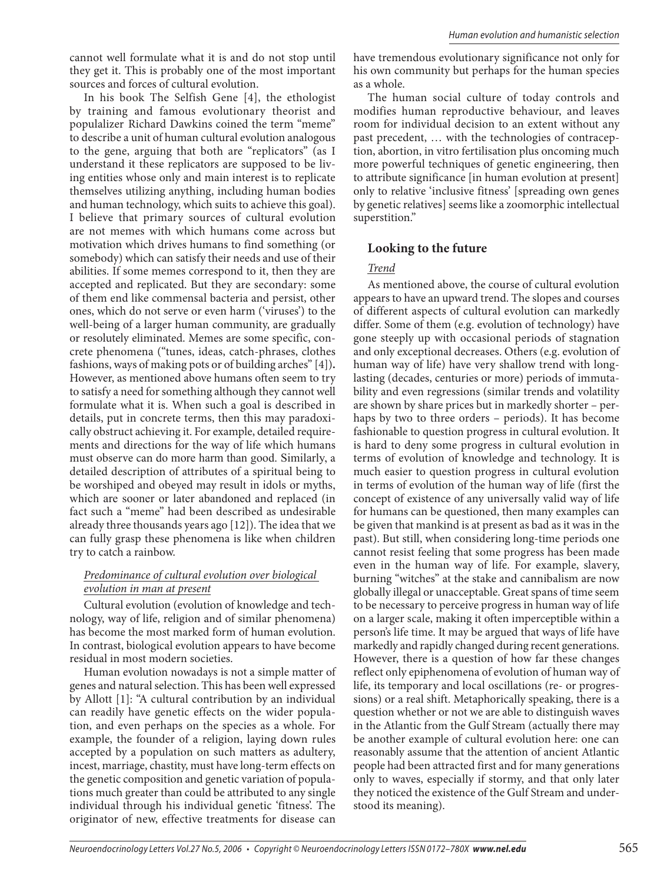cannot well formulate what it is and do not stop until they get it. This is probably one of the most important sources and forces of cultural evolution.

In his book The Selfish Gene [4], the ethologist by training and famous evolutionary theorist and popularizer Richard Dawkins coined the term "meme" to describe a unit of human cultural evolution analogous to the gene, arguing that both are "replicators" (as I understand it these replicators are supposed to be living entities whose only and main interest is to replicate themselves utilizing anything, including human bodies and human technology, which suits to achieve this goal). I believe that primary sources of cultural evolution are not memes with which humans come across but motivation which drives humans to find something (or somebody) which can satisfy their needs and use of their abilities. If some memes correspond to it, then they are accepted and replicated. But they are secondary: some of them end like commensal bacteria and persist, other ones, which do not serve or even harm ('viruses') to the well-being of a larger human community, are gradually or resolutely eliminated. Memes are some specific, concrete phenomena ("tunes, ideas, catch-phrases, clothes fashions, ways of making pots or of building arches" [4]). However, as mentioned above humans often seem to try to satisfy a need for something although they cannot well formulate what it is. When such a goal is described in details, put in concrete terms, then this may paradoxically obstruct achieving it. For example, detailed requirements and directions for the way of life which humans must observe can do more harm than good. Similarly, a detailed description of attributes of a spiritual being to be worshiped and obeyed may result in idols or myths, which are sooner or later abandoned and replaced (in fact such a "meme" had been described as undesirable already three thousands years ago [12]). The idea that we can fully grasp these phenomena is like when children try to catch a rainbow.

### *Predominance of cultural evolution over biological evolution in man at present*

Cultural evolution (evolution of knowledge and technology, way of life, religion and of similar phenomena) has become the most marked form of human evolution. In contrast, biological evolution appears to have become residual in most modern societies.

Human evolution nowadays is not a simple matter of genes and natural selection. This has been well expressed by Allott [1]: "A cultural contribution by an individual can readily have genetic effects on the wider population, and even perhaps on the species as a whole. For example, the founder of a religion, laying down rules accepted by a population on such matters as adultery, incest, marriage, chastity, must have long-term effects on the genetic composition and genetic variation of populations much greater than could be attributed to any single individual through his individual genetic 'fitness'. The originator of new, effective treatments for disease can have tremendous evolutionary significance not only for his own community but perhaps for the human species as a whole.

The human social culture of today controls and modifies human reproductive behaviour, and leaves room for individual decision to an extent without any past precedent, … with the technologies of contraception, abortion, in vitro fertilisation plus oncoming much more powerful techniques of genetic engineering, then to attribute significance [in human evolution at present] only to relative 'inclusive fitness' [spreading own genes by genetic relatives] seems like a zoomorphic intellectual superstition."

## Looking to the future

### *Trend*

As mentioned above, the course of cultural evolution appears to have an upward trend. The slopes and courses of different aspects of cultural evolution can markedly differ. Some of them (e.g. evolution of technology) have gone steeply up with occasional periods of stagnation and only exceptional decreases. Others (e.g. evolution of human way of life) have very shallow trend with long-lasting (decades, centuries or more) periods of immutability and even regressions (similar trends and volatility are shown by share prices but in markedly shorter – perhaps by two to three orders – periods). It has become fashionable to question progress in cultural evolution. It is hard to deny some progress in cultural evolution in terms of evolution of knowledge and technology. It is much easier to question progress in cultural evolution in terms of evolution of the human way of life (first the concept of existence of any universally valid way of life for humans can be questioned, then many examples can be given that mankind is at present as bad as it was in the past). But still, when considering long-time periods one cannot resist feeling that some progress has been made even in the human way of life. For example, slavery, burning "witches" at the stake and cannibalism are now globally illegal or unacceptable. Great spans of time seem to be necessary to perceive progress in human way of life on a larger scale, making it often imperceptible within a person's life time. It may be argued that ways of life have markedly and rapidly changed during recent generations. However, there is a question of how far these changes reflect only epiphenomena of evolution of human way of life, its temporary and local oscillations (re- or progressions) or a real shift. Metaphorically speaking, there is a question whether or not we are able to distinguish waves in the Atlantic from the Gulf Stream (actually there may be another example of cultural evolution here: one can reasonably assume that the attention of ancient Atlantic people had been attracted first and for many generations only to waves, especially if stormy, and that only later they noticed the existence of the Gulf Stream and understood its meaning).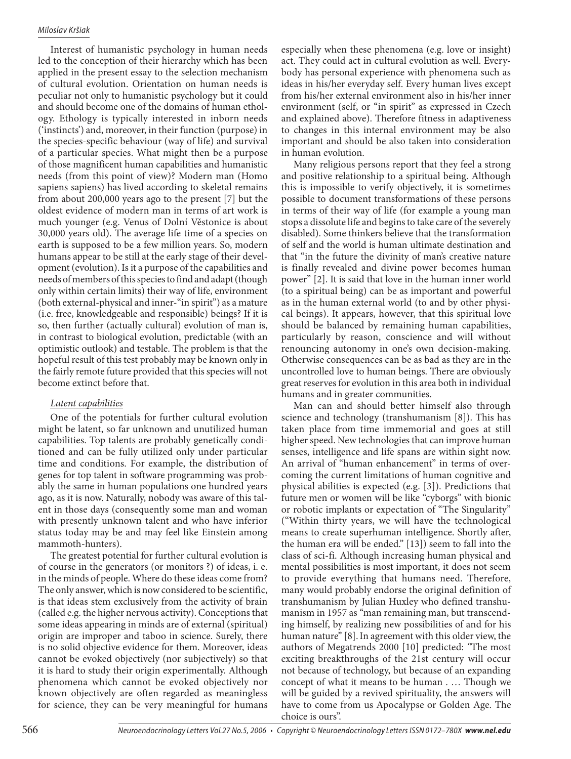Interest of humanistic psychology in human needs led to the conception of their hierarchy which has been applied in the present essay to the selection mechanism of cultural evolution. Orientation on human needs is peculiar not only to humanistic psychology but it could and should become one of the domains of human ethology. Ethology is typically interested in inborn needs ('instincts') and, moreover, in their function (purpose) in the species-specific behaviour (way of life) and survival of a particular species. What might then be a purpose of those magnificent human capabilities and humanistic needs (from this point of view)? Modern man (Homo sapiens sapiens) has lived according to skeletal remains from about 200,000 years ago to the present [7] but the oldest evidence of modern man in terms of art work is much younger (e.g. Venus of Dolní Věstonice is about 30,000 years old). The average life time of a species on earth is supposed to be a few million years. So, modern humans appear to be still at the early stage of their development (evolution). Is it a purpose of the capabilities and needs of members of this species to find and adapt (though only within certain limits) their way of life, environment (both external-physical and inner-"in spirit") as a mature (i.e. free, knowledgeable and responsible) beings? If it is so, then further (actually cultural) evolution of man is, in contrast to biological evolution, predictable (with an optimistic outlook) and testable. The problem is that the hopeful result of this test probably may be known only in the fairly remote future provided that this species will not become extinct before that.

*Latent capabilities*

One of the potentials for further cultural evolution might be latent, so far unknown and unutilized human capabilities. Top talents are probably genetically conditioned and can be fully utilized only under particular time and conditions. For example, the distribution of genes for top talent in software programming was probably the same in human populations one hundred years ago, as it is now. Naturally, nobody was aware of this talent in those days (consequently some man and woman with presently unknown talent and who have inferior status today may be and may feel like Einstein among mammoth-hunters).

The greatest potential for further cultural evolution is of course in the generators (or monitors ?) of ideas, i. e. in the minds of people. Where do these ideas come from? The only answer, which is now considered to be scientific, is that ideas stem exclusively from the activity of brain (called e.g. the higher nervous activity). Conceptions that some ideas appearing in minds are of external (spiritual) origin are improper and taboo in science. Surely, there is no solid objective evidence for them. Moreover, ideas cannot be evoked objectively (nor subjectively) so that it is hard to study their origin experimentally. Although phenomena which cannot be evoked objectively nor known objectively are often regarded as meaningless for science, they can be very meaningful for humans especially when these phenomena (e.g. love or insight) act. They could act in cultural evolution as well. Everybody has personal experience with phenomena such as ideas in his/her everyday self. Every human lives except from his/her external environment also in his/her inner environment (self, or "in spirit" as expressed in Czech and explained above). Therefore fitness in adaptiveness to changes in this internal environment may be also important and should be also taken into consideration in human evolution.

Many religious persons report that they feel a strong and positive relationship to a spiritual being. Although this is impossible to verify objectively, it is sometimes possible to document transformations of these persons in terms of their way of life (for example a young man stops a dissolute life and begins to take care of the severely disabled). Some thinkers believe that the transformation of self and the world is human ultimate destination and that "in the future the divinity of man's creative nature is finally revealed and divine power becomes human power" [2]. It is said that love in the human inner world (to a spiritual being) can be as important and powerful as in the human external world (to and by other physical beings). It appears, however, that this spiritual love should be balanced by remaining human capabilities, particularly by reason, conscience and will without renouncing autonomy in one's own decision-making. Otherwise consequences can be as bad as they are in the uncontrolled love to human beings. There are obviously great reserves for evolution in this area both in individual humans and in greater communities.

Man can and should better himself also through science and technology (transhumanism [8]). This has taken place from time immemorial and goes at still higher speed. New technologies that can improve human senses, intelligence and life spans are within sight now. An arrival of "human enhancement" in terms of overcoming the current limitations of human cognitive and physical abilities is expected (e.g. [3]). Predictions that future men or women will be like "cyborgs" with bionic or robotic implants or expectation of "The Singularity" ("Within thirty years, we will have the technological means to create superhuman intelligence. Shortly after, the human era will be ended." [13]) seem to fall into the class of sci-fi. Although increasing human physical and mental possibilities is most important, it does not seem to provide everything that humans need. Therefore, many would probably endorse the original definition of transhumanism by Julian Huxley who defined transhumanism in 1957 as "man remaining man, but transcending himself, by realizing new possibilities of and for his human nature" [8]. In agreement with this older view, the authors of Megatrends 2000 [10] predicted: "The most exciting breakthroughs of the 21st century will occur not because of technology, but because of an expanding concept of what it means to be human . … Though we will be guided by a revived spirituality, the answers will have to come from us Apocalypse or Golden Age. The choice is ours".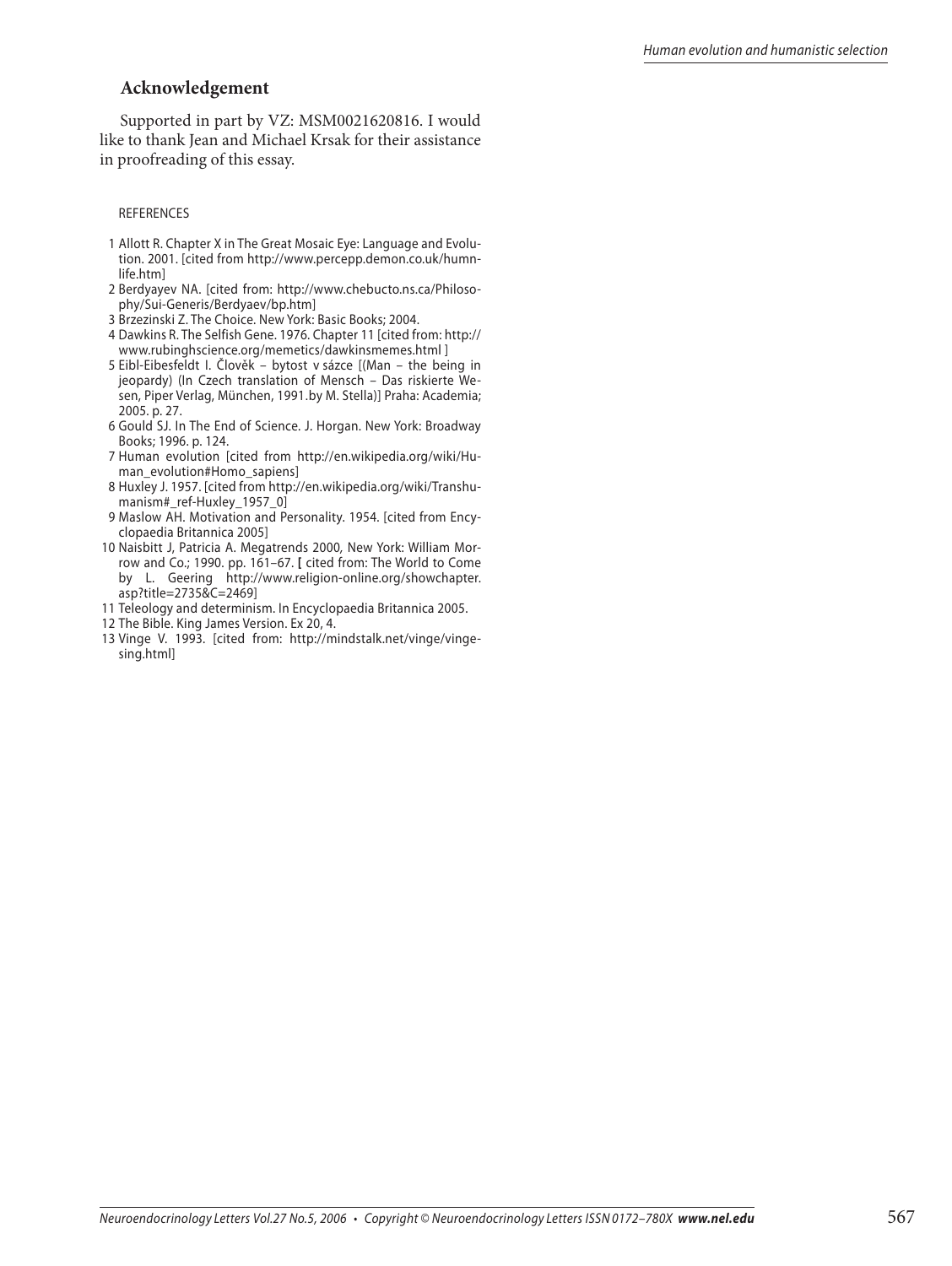## Acknowledgement

Supported in part by VZ: MSM0021620816. I would like to thank Jean and Michael Krsak for their assistance in proofreading of this essay.

REFERENCES

1. Allott R. Chapter X in The Great Mosaic Eye: Language and Evolution. 2001. [cited from http://www.percepp.demon.co.uk/humnlife.htm]
2. Berdyayev NA. [cited from: http://www.chebucto.ns.ca/Philosophy/Sui-Generis/Berdyaev/bp.htm]
3. Brzezinski Z. The Choice. New York: Basic Books; 2004.
4. Dawkins R. The Selfish Gene. 1976. Chapter 11 [cited from: http://www.rubinghscience.org/memetics/dawkinsmemes.html ]
5. Eibl-Eibesfeldt I. Člověk – bytost v sázce [(Man – the being in jeopardy) (In Czech translation of Mensch – Das riskierte Wesen, Piper Verlag, München, 1991.by M. Stella)] Praha: Academia; 2005. p. 27.
6. Gould SJ. In The End of Science. J. Horgan. New York: Broadway Books; 1996. p. 124.
7. Human evolution [cited from http://en.wikipedia.org/wiki/Human_evolution#Homo_sapiens]
8. Huxley J. 1957. [cited from http://en.wikipedia.org/wiki/Transhumanism#_ref-Huxley_1957_0]
9. Maslow AH. Motivation and Personality. 1954. [cited from Encyclopaedia Britannica 2005]
10. Naisbitt J, Patricia A. Megatrends 2000, New York: William Morrow and Co.; 1990. pp. 161–67. [ cited from: The World to Come by L. Geering http://www.religion-online.org/showchapter.asp?title=2735&C=2469]
11. Teleology and determinism. In Encyclopaedia Britannica 2005.
12. The Bible. King James Version. Ex 20, 4.
13. Vinge V. 1993. [cited from: http://mindstalk.net/vinge/vinge-sing.html]